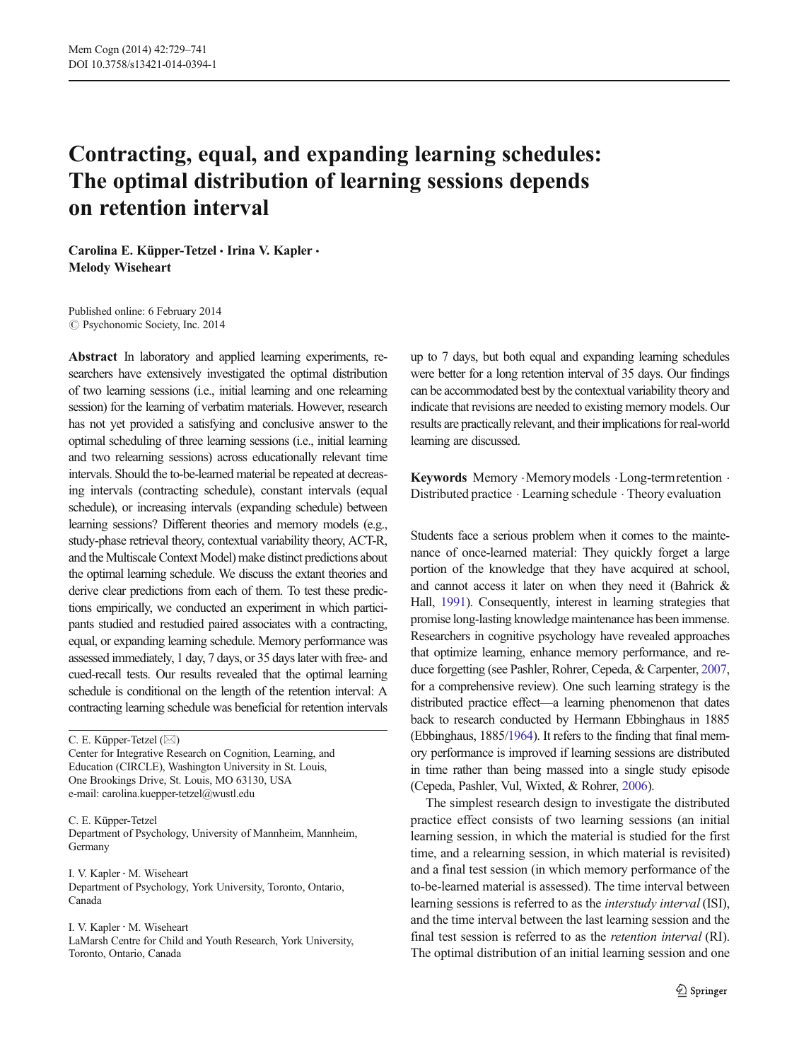# Contracting, equal, and expanding learning schedules: The optimal distribution of learning sessions depends on retention interval

**Carolina E. Küpper-Tetzel · Irina V. Kapler · Melody Wiseheart**

Published online: 6 February 2014
© Psychonomic Society, Inc. 2014

**Abstract** In laboratory and applied learning experiments, researchers have extensively investigated the optimal distribution of two learning sessions (i.e., initial learning and one relearning session) for the learning of verbatim materials. However, research has not yet provided a satisfying and conclusive answer to the optimal scheduling of three learning sessions (i.e., initial learning and two relearning sessions) across educationally relevant time intervals. Should the to-be-learned material be repeated at decreasing intervals (contracting schedule), constant intervals (equal schedule), or increasing intervals (expanding schedule) between learning sessions? Different theories and memory models (e.g., study-phase retrieval theory, contextual variability theory, ACT-R, and the Multiscale Context Model) make distinct predictions about the optimal learning schedule. We discuss the extant theories and derive clear predictions from each of them. To test these predictions empirically, we conducted an experiment in which participants studied and restudied paired associates with a contracting, equal, or expanding learning schedule. Memory performance was assessed immediately, 1 day, 7 days, or 35 days later with free- and cued-recall tests. Our results revealed that the optimal learning schedule is conditional on the length of the retention interval: A contracting learning schedule was beneficial for retention intervals up to 7 days, but both equal and expanding learning schedules were better for a long retention interval of 35 days. Our findings can be accommodated best by the contextual variability theory and indicate that revisions are needed to existing memory models. Our results are practically relevant, and their implications for real-world learning are discussed.

**Keywords** Memory · Memory models · Long-term retention · Distributed practice · Learning schedule · Theory evaluation

C. E. Küpper-Tetzel (✉)
Center for Integrative Research on Cognition, Learning, and Education (CIRCLE), Washington University in St. Louis, One Brookings Drive, St. Louis, MO 63130, USA
e-mail: carolina.kuepper-tetzel@wustl.edu

C. E. Küpper-Tetzel
Department of Psychology, University of Mannheim, Mannheim, Germany

I. V. Kapler · M. Wiseheart
Department of Psychology, York University, Toronto, Ontario, Canada

I. V. Kapler · M. Wiseheart
LaMarsh Centre for Child and Youth Research, York University, Toronto, Ontario, Canada

Students face a serious problem when it comes to the maintenance of once-learned material: They quickly forget a large portion of the knowledge that they have acquired at school, and cannot access it later on when they need it (Bahrick & Hall, 1991). Consequently, interest in learning strategies that promise long-lasting knowledge maintenance has been immense. Researchers in cognitive psychology have revealed approaches that optimize learning, enhance memory performance, and reduce forgetting (see Pashler, Rohrer, Cepeda, & Carpenter, 2007, for a comprehensive review). One such learning strategy is the distributed practice effect—a learning phenomenon that dates back to research conducted by Hermann Ebbinghaus in 1885 (Ebbinghaus, 1885/1964). It refers to the finding that final memory performance is improved if learning sessions are distributed in time rather than being massed into a single study episode (Cepeda, Pashler, Vul, Wixted, & Rohrer, 2006).

The simplest research design to investigate the distributed practice effect consists of two learning sessions (an initial learning session, in which the material is studied for the first time, and a relearning session, in which material is revisited) and a final test session (in which memory performance of the to-be-learned material is assessed). The time interval between learning sessions is referred to as the *interstudy interval* (ISI), and the time interval between the last learning session and the final test session is referred to as the *retention interval* (RI). The optimal distribution of an initial learning session and one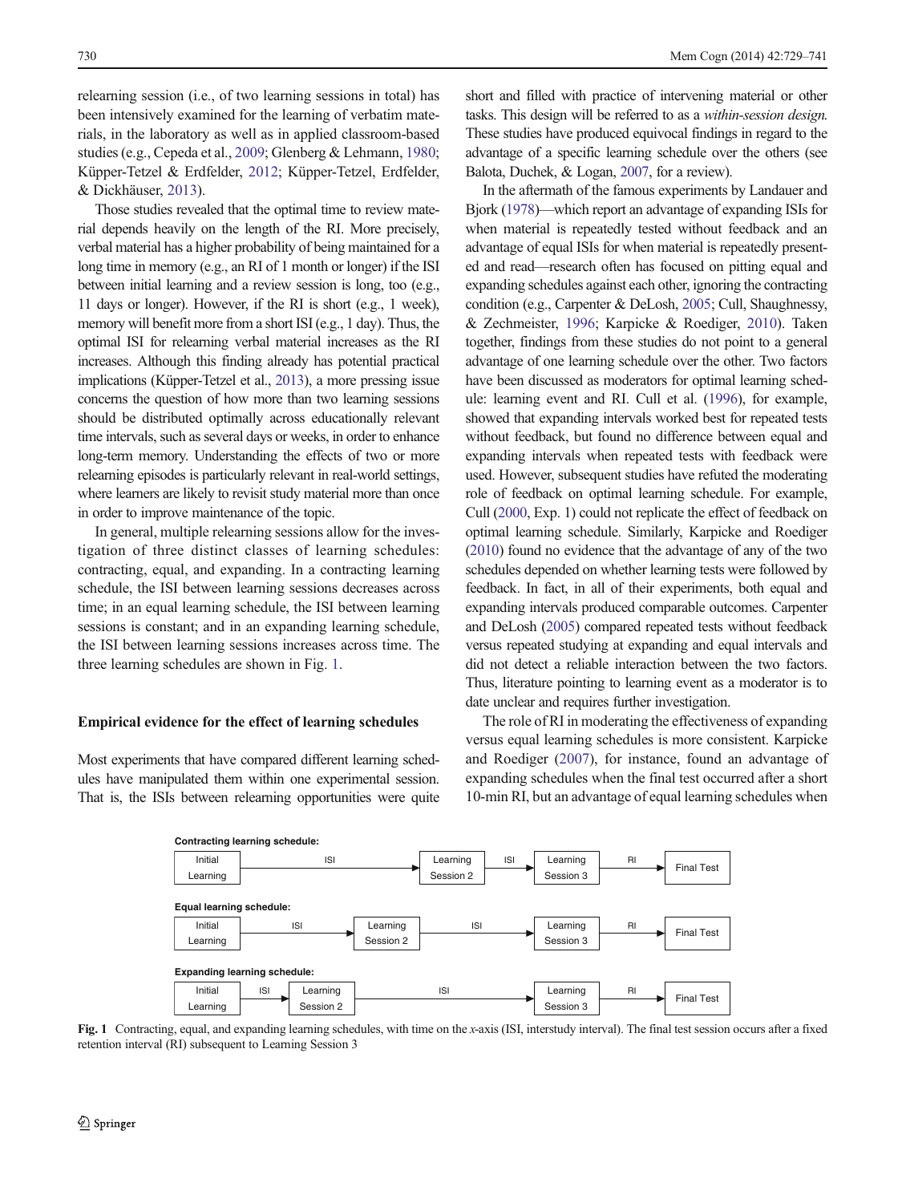relearning session (i.e., of two learning sessions in total) has been intensively examined for the learning of verbatim materials, in the laboratory as well as in applied classroom-based studies (e.g., Cepeda et al., 2009; Glenberg & Lehmann, 1980; Küpper-Tetzel & Erdfelder, 2012; Küpper-Tetzel, Erdfelder, & Dickhäuser, 2013).

Those studies revealed that the optimal time to review material depends heavily on the length of the RI. More precisely, verbal material has a higher probability of being maintained for a long time in memory (e.g., an RI of 1 month or longer) if the ISI between initial learning and a review session is long, too (e.g., 11 days or longer). However, if the RI is short (e.g., 1 week), memory will benefit more from a short ISI (e.g., 1 day). Thus, the optimal ISI for relearning verbal material increases as the RI increases. Although this finding already has potential practical implications (Küpper-Tetzel et al., 2013), a more pressing issue concerns the question of how more than two learning sessions should be distributed optimally across educationally relevant time intervals, such as several days or weeks, in order to enhance long-term memory. Understanding the effects of two or more relearning episodes is particularly relevant in real-world settings, where learners are likely to revisit study material more than once in order to improve maintenance of the topic.

In general, multiple relearning sessions allow for the investigation of three distinct classes of learning schedules: contracting, equal, and expanding. In a contracting learning schedule, the ISI between learning sessions decreases across time; in an equal learning schedule, the ISI between learning sessions is constant; and in an expanding learning schedule, the ISI between learning sessions increases across time. The three learning schedules are shown in Fig. 1.

## Empirical evidence for the effect of learning schedules

Most experiments that have compared different learning schedules have manipulated them within one experimental session. That is, the ISIs between relearning opportunities were quite short and filled with practice of intervening material or other tasks. This design will be referred to as a *within-session design*. These studies have produced equivocal findings in regard to the advantage of a specific learning schedule over the others (see Balota, Duchek, & Logan, 2007, for a review).

In the aftermath of the famous experiments by Landauer and Bjork (1978)—which report an advantage of expanding ISIs for when material is repeatedly tested without feedback and an advantage of equal ISIs for when material is repeatedly presented and read—research often has focused on pitting equal and expanding schedules against each other, ignoring the contracting condition (e.g., Carpenter & DeLosh, 2005; Cull, Shaughnessy, & Zechmeister, 1996; Karpicke & Roediger, 2010). Taken together, findings from these studies do not point to a general advantage of one learning schedule over the other. Two factors have been discussed as moderators for optimal learning schedule: learning event and RI. Cull et al. (1996), for example, showed that expanding intervals worked best for repeated tests without feedback, but found no difference between equal and expanding intervals when repeated tests with feedback were used. However, subsequent studies have refuted the moderating role of feedback on optimal learning schedule. For example, Cull (2000, Exp. 1) could not replicate the effect of feedback on optimal learning schedule. Similarly, Karpicke and Roediger (2010) found no evidence that the advantage of any of the two schedules depended on whether learning tests were followed by feedback. In fact, in all of their experiments, both equal and expanding intervals produced comparable outcomes. Carpenter and DeLosh (2005) compared repeated tests without feedback versus repeated studying at expanding and equal intervals and did not detect a reliable interaction between the two factors. Thus, literature pointing to learning event as a moderator is to date unclear and requires further investigation.

The role of RI in moderating the effectiveness of expanding versus equal learning schedules is more consistent. Karpicke and Roediger (2007), for instance, found an advantage of expanding schedules when the final test occurred after a short 10-min RI, but an advantage of equal learning schedules when

**Contracting learning schedule:**
Initial Learning —ISI→ Learning Session 2 —ISI→ Learning Session 3 —RI→ Final Test

**Equal learning schedule:**
Initial Learning —ISI→ Learning Session 2 —ISI→ Learning Session 3 —RI→ Final Test

**Expanding learning schedule:**
Initial Learning —ISI→ Learning Session 2 —ISI→ Learning Session 3 —RI→ Final Test

**Fig. 1** Contracting, equal, and expanding learning schedules, with time on the *x*-axis (ISI, interstudy interval). The final test session occurs after a fixed retention interval (RI) subsequent to Learning Session 3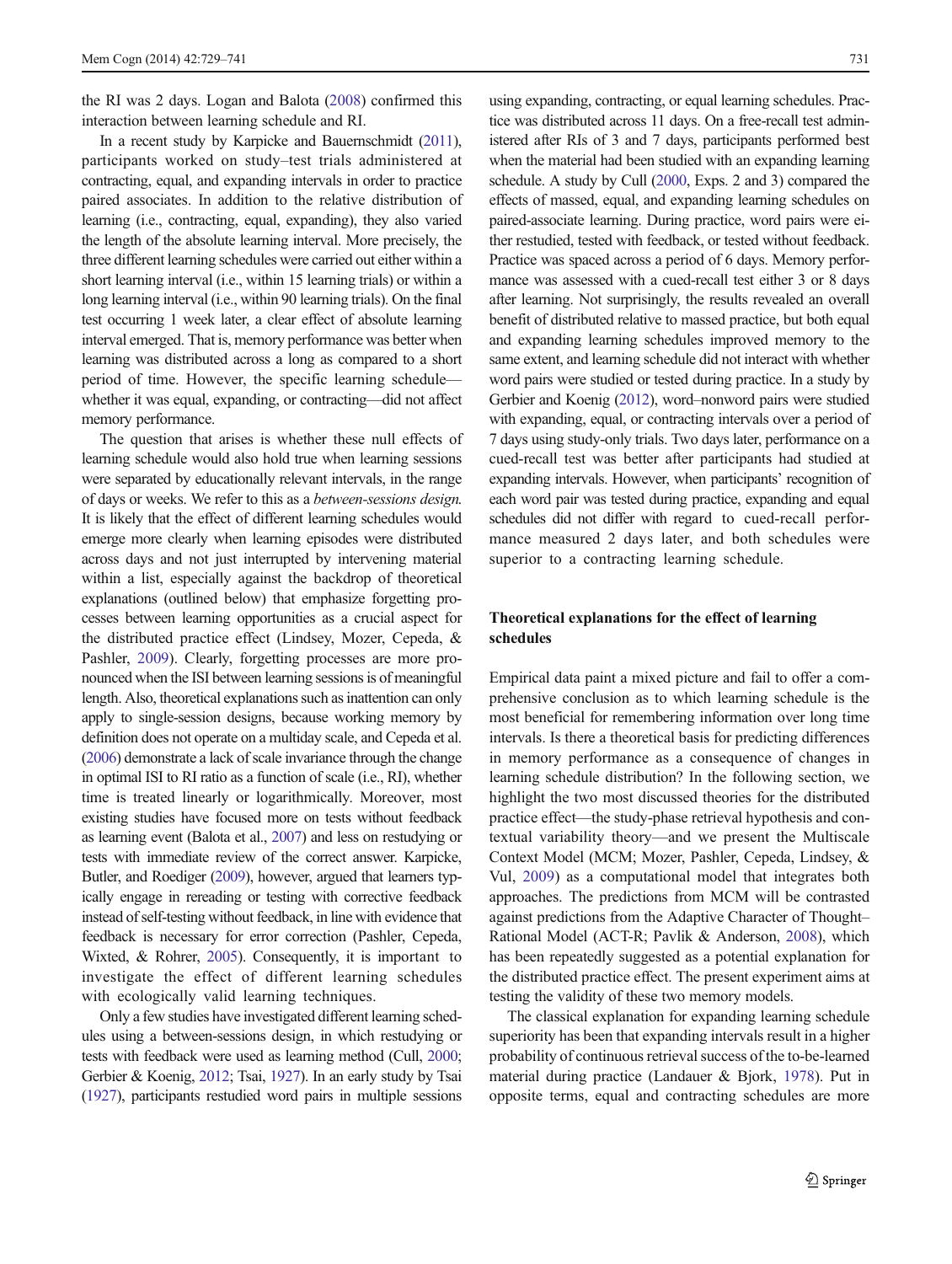the RI was 2 days. Logan and Balota (2008) confirmed this interaction between learning schedule and RI.

In a recent study by Karpicke and Bauernschmidt (2011), participants worked on study–test trials administered at contracting, equal, and expanding intervals in order to practice paired associates. In addition to the relative distribution of learning (i.e., contracting, equal, expanding), they also varied the length of the absolute learning interval. More precisely, the three different learning schedules were carried out either within a short learning interval (i.e., within 15 learning trials) or within a long learning interval (i.e., within 90 learning trials). On the final test occurring 1 week later, a clear effect of absolute learning interval emerged. That is, memory performance was better when learning was distributed across a long as compared to a short period of time. However, the specific learning schedule—whether it was equal, expanding, or contracting—did not affect memory performance.

The question that arises is whether these null effects of learning schedule would also hold true when learning sessions were separated by educationally relevant intervals, in the range of days or weeks. We refer to this as a *between-sessions design.* It is likely that the effect of different learning schedules would emerge more clearly when learning episodes were distributed across days and not just interrupted by intervening material within a list, especially against the backdrop of theoretical explanations (outlined below) that emphasize forgetting processes between learning opportunities as a crucial aspect for the distributed practice effect (Lindsey, Mozer, Cepeda, & Pashler, 2009). Clearly, forgetting processes are more pronounced when the ISI between learning sessions is of meaningful length. Also, theoretical explanations such as inattention can only apply to single-session designs, because working memory by definition does not operate on a multiday scale, and Cepeda et al. (2006) demonstrate a lack of scale invariance through the change in optimal ISI to RI ratio as a function of scale (i.e., RI), whether time is treated linearly or logarithmically. Moreover, most existing studies have focused more on tests without feedback as learning event (Balota et al., 2007) and less on restudying or tests with immediate review of the correct answer. Karpicke, Butler, and Roediger (2009), however, argued that learners typically engage in rereading or testing with corrective feedback instead of self-testing without feedback, in line with evidence that feedback is necessary for error correction (Pashler, Cepeda, Wixted, & Rohrer, 2005). Consequently, it is important to investigate the effect of different learning schedules with ecologically valid learning techniques.

Only a few studies have investigated different learning schedules using a between-sessions design, in which restudying or tests with feedback were used as learning method (Cull, 2000; Gerbier & Koenig, 2012; Tsai, 1927). In an early study by Tsai (1927), participants restudied word pairs in multiple sessions using expanding, contracting, or equal learning schedules. Practice was distributed across 11 days. On a free-recall test administered after RIs of 3 and 7 days, participants performed best when the material had been studied with an expanding learning schedule. A study by Cull (2000, Exps. 2 and 3) compared the effects of massed, equal, and expanding learning schedules on paired-associate learning. During practice, word pairs were either restudied, tested with feedback, or tested without feedback. Practice was spaced across a period of 6 days. Memory performance was assessed with a cued-recall test either 3 or 8 days after learning. Not surprisingly, the results revealed an overall benefit of distributed relative to massed practice, but both equal and expanding learning schedules improved memory to the same extent, and learning schedule did not interact with whether word pairs were studied or tested during practice. In a study by Gerbier and Koenig (2012), word–nonword pairs were studied with expanding, equal, or contracting intervals over a period of 7 days using study-only trials. Two days later, performance on a cued-recall test was better after participants had studied at expanding intervals. However, when participants' recognition of each word pair was tested during practice, expanding and equal schedules did not differ with regard to cued-recall performance measured 2 days later, and both schedules were superior to a contracting learning schedule.

## Theoretical explanations for the effect of learning schedules

Empirical data paint a mixed picture and fail to offer a comprehensive conclusion as to which learning schedule is the most beneficial for remembering information over long time intervals. Is there a theoretical basis for predicting differences in memory performance as a consequence of changes in learning schedule distribution? In the following section, we highlight the two most discussed theories for the distributed practice effect—the study-phase retrieval hypothesis and contextual variability theory—and we present the Multiscale Context Model (MCM; Mozer, Pashler, Cepeda, Lindsey, & Vul, 2009) as a computational model that integrates both approaches. The predictions from MCM will be contrasted against predictions from the Adaptive Character of Thought–Rational Model (ACT-R; Pavlik & Anderson, 2008), which has been repeatedly suggested as a potential explanation for the distributed practice effect. The present experiment aims at testing the validity of these two memory models.

The classical explanation for expanding learning schedule superiority has been that expanding intervals result in a higher probability of continuous retrieval success of the to-be-learned material during practice (Landauer & Bjork, 1978). Put in opposite terms, equal and contracting schedules are more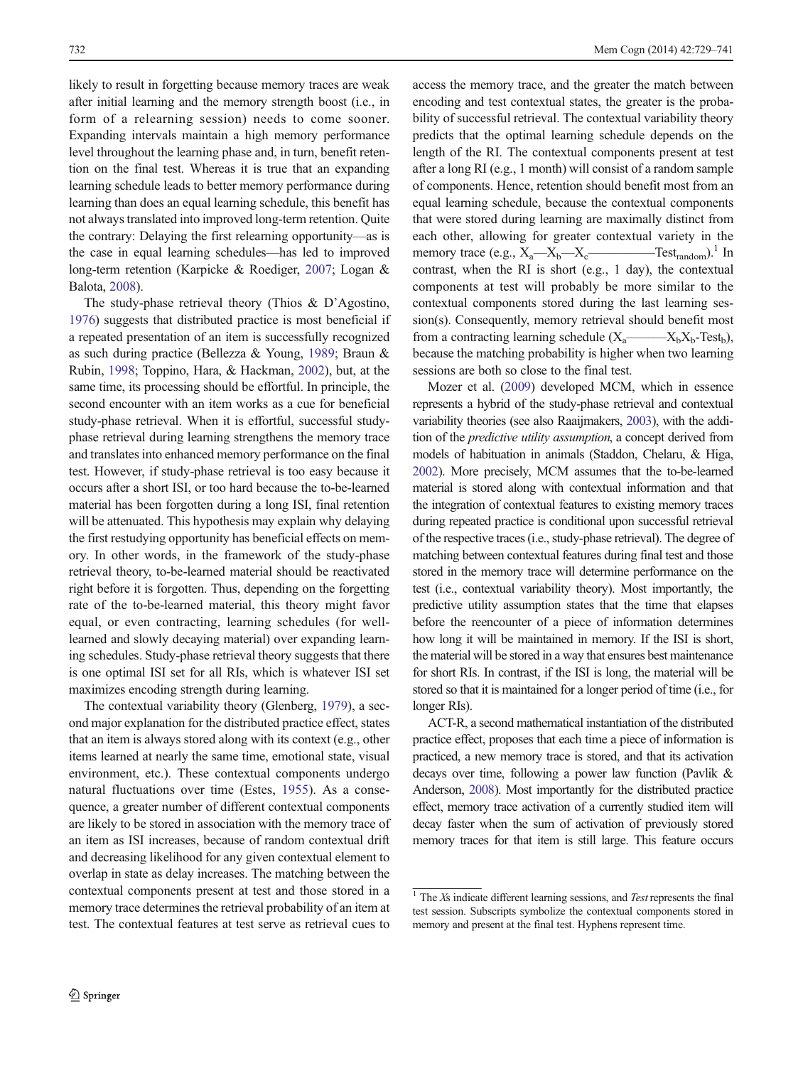likely to result in forgetting because memory traces are weak after initial learning and the memory strength boost (i.e., in form of a relearning session) needs to come sooner. Expanding intervals maintain a high memory performance level throughout the learning phase and, in turn, benefit retention on the final test. Whereas it is true that an expanding learning schedule leads to better memory performance during learning than does an equal learning schedule, this benefit has not always translated into improved long-term retention. Quite the contrary: Delaying the first relearning opportunity—as is the case in equal learning schedules—has led to improved long-term retention (Karpicke & Roediger, 2007; Logan & Balota, 2008).

The study-phase retrieval theory (Thios & D'Agostino, 1976) suggests that distributed practice is most beneficial if a repeated presentation of an item is successfully recognized as such during practice (Bellezza & Young, 1989; Braun & Rubin, 1998; Toppino, Hara, & Hackman, 2002), but, at the same time, its processing should be effortful. In principle, the second encounter with an item works as a cue for beneficial study-phase retrieval. When it is effortful, successful study-phase retrieval during learning strengthens the memory trace and translates into enhanced memory performance on the final test. However, if study-phase retrieval is too easy because it occurs after a short ISI, or too hard because the to-be-learned material has been forgotten during a long ISI, final retention will be attenuated. This hypothesis may explain why delaying the first restudying opportunity has beneficial effects on memory. In other words, in the framework of the study-phase retrieval theory, to-be-learned material should be reactivated right before it is forgotten. Thus, depending on the forgetting rate of the to-be-learned material, this theory might favor equal, or even contracting, learning schedules (for well-learned and slowly decaying material) over expanding learning schedules. Study-phase retrieval theory suggests that there is one optimal ISI set for all RIs, which is whatever ISI set maximizes encoding strength during learning.

The contextual variability theory (Glenberg, 1979), a second major explanation for the distributed practice effect, states that an item is always stored along with its context (e.g., other items learned at nearly the same time, emotional state, visual environment, etc.). These contextual components undergo natural fluctuations over time (Estes, 1955). As a consequence, a greater number of different contextual components are likely to be stored in association with the memory trace of an item as ISI increases, because of random contextual drift and decreasing likelihood for any given contextual element to overlap in state as delay increases. The matching between the contextual components present at test and those stored in a memory trace determines the retrieval probability of an item at test. The contextual features at test serve as retrieval cues to access the memory trace, and the greater the match between encoding and test contextual states, the greater is the probability of successful retrieval. The contextual variability theory predicts that the optimal learning schedule depends on the length of the RI. The contextual components present at test after a long RI (e.g., 1 month) will consist of a random sample of components. Hence, retention should benefit most from an equal learning schedule, because the contextual components that were stored during learning are maximally distinct from each other, allowing for greater contextual variety in the memory trace (e.g., $X_a$—$X_b$—$X_c$——————$Test_{random}$).[1] In contrast, when the RI is short (e.g., 1 day), the contextual components at test will probably be more similar to the contextual components stored during the last learning session(s). Consequently, memory retrieval should benefit most from a contracting learning schedule ($X_a$———$X_b X_b$-$Test_b$), because the matching probability is higher when two learning sessions are both so close to the final test.

Mozer et al. (2009) developed MCM, which in essence represents a hybrid of the study-phase retrieval and contextual variability theories (see also Raaijmakers, 2003), with the addition of the *predictive utility assumption*, a concept derived from models of habituation in animals (Staddon, Chelaru, & Higa, 2002). More precisely, MCM assumes that the to-be-learned material is stored along with contextual information and that the integration of contextual features to existing memory traces during repeated practice is conditional upon successful retrieval of the respective traces (i.e., study-phase retrieval). The degree of matching between contextual features during final test and those stored in the memory trace will determine performance on the test (i.e., contextual variability theory). Most importantly, the predictive utility assumption states that the time that elapses before the reencounter of a piece of information determines how long it will be maintained in memory. If the ISI is short, the material will be stored in a way that ensures best maintenance for short RIs. In contrast, if the ISI is long, the material will be stored so that it is maintained for a longer period of time (i.e., for longer RIs).

ACT-R, a second mathematical instantiation of the distributed practice effect, proposes that each time a piece of information is practiced, a new memory trace is stored, and that its activation decays over time, following a power law function (Pavlik & Anderson, 2008). Most importantly for the distributed practice effect, memory trace activation of a currently studied item will decay faster when the sum of activation of previously stored memory traces for that item is still large. This feature occurs

[1] The *X*s indicate different learning sessions, and *Test* represents the final test session. Subscripts symbolize the contextual components stored in memory and present at the final test. Hyphens represent time.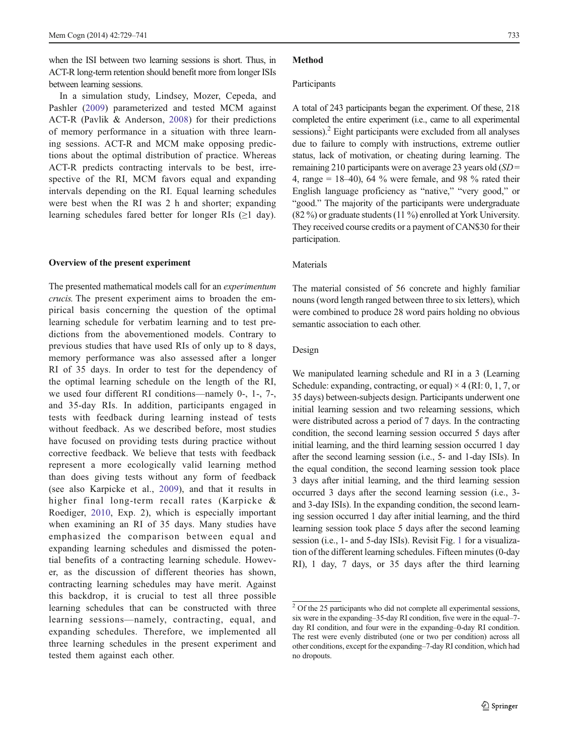when the ISI between two learning sessions is short. Thus, in ACT-R long-term retention should benefit more from longer ISIs between learning sessions.

In a simulation study, Lindsey, Mozer, Cepeda, and Pashler (2009) parameterized and tested MCM against ACT-R (Pavlik & Anderson, 2008) for their predictions of memory performance in a situation with three learning sessions. ACT-R and MCM make opposing predictions about the optimal distribution of practice. Whereas ACT-R predicts contracting intervals to be best, irrespective of the RI, MCM favors equal and expanding intervals depending on the RI. Equal learning schedules were best when the RI was 2 h and shorter; expanding learning schedules fared better for longer RIs (≥1 day).

## Overview of the present experiment

The presented mathematical models call for an *experimentum crucis*. The present experiment aims to broaden the empirical basis concerning the question of the optimal learning schedule for verbatim learning and to test predictions from the abovementioned models. Contrary to previous studies that have used RIs of only up to 8 days, memory performance was also assessed after a longer RI of 35 days. In order to test for the dependency of the optimal learning schedule on the length of the RI, we used four different RI conditions—namely 0-, 1-, 7-, and 35-day RIs. In addition, participants engaged in tests with feedback during learning instead of tests without feedback. As we described before, most studies have focused on providing tests during practice without corrective feedback. We believe that tests with feedback represent a more ecologically valid learning method than does giving tests without any form of feedback (see also Karpicke et al., 2009), and that it results in higher final long-term recall rates (Karpicke & Roediger, 2010, Exp. 2), which is especially important when examining an RI of 35 days. Many studies have emphasized the comparison between equal and expanding learning schedules and dismissed the potential benefits of a contracting learning schedule. However, as the discussion of different theories has shown, contracting learning schedules may have merit. Against this backdrop, it is crucial to test all three possible learning schedules that can be constructed with three learning sessions—namely, contracting, equal, and expanding schedules. Therefore, we implemented all three learning schedules in the present experiment and tested them against each other.

## Method

### Participants

A total of 243 participants began the experiment. Of these, 218 completed the entire experiment (i.e., came to all experimental sessions).[2] Eight participants were excluded from all analyses due to failure to comply with instructions, extreme outlier status, lack of motivation, or cheating during learning. The remaining 210 participants were on average 23 years old (*SD* = 4, range = 18–40), 64 % were female, and 98 % rated their English language proficiency as "native," "very good," or "good." The majority of the participants were undergraduate (82 %) or graduate students (11 %) enrolled at York University. They received course credits or a payment of CAN$30 for their participation.

### Materials

The material consisted of 56 concrete and highly familiar nouns (word length ranged between three to six letters), which were combined to produce 28 word pairs holding no obvious semantic association to each other.

### Design

We manipulated learning schedule and RI in a 3 (Learning Schedule: expanding, contracting, or equal) × 4 (RI: 0, 1, 7, or 35 days) between-subjects design. Participants underwent one initial learning session and two relearning sessions, which were distributed across a period of 7 days. In the contracting condition, the second learning session occurred 5 days after initial learning, and the third learning session occurred 1 day after the second learning session (i.e., 5- and 1-day ISIs). In the equal condition, the second learning session took place 3 days after initial learning, and the third learning session occurred 3 days after the second learning session (i.e., 3- and 3-day ISIs). In the expanding condition, the second learning session occurred 1 day after initial learning, and the third learning session took place 5 days after the second learning session (i.e., 1- and 5-day ISIs). Revisit Fig. 1 for a visualization of the different learning schedules. Fifteen minutes (0-day RI), 1 day, 7 days, or 35 days after the third learning

[2] Of the 25 participants who did not complete all experimental sessions, six were in the expanding–35-day RI condition, five were in the equal–7-day RI condition, and four were in the expanding–0-day RI condition. The rest were evenly distributed (one or two per condition) across all other conditions, except for the expanding–7-day RI condition, which had no dropouts.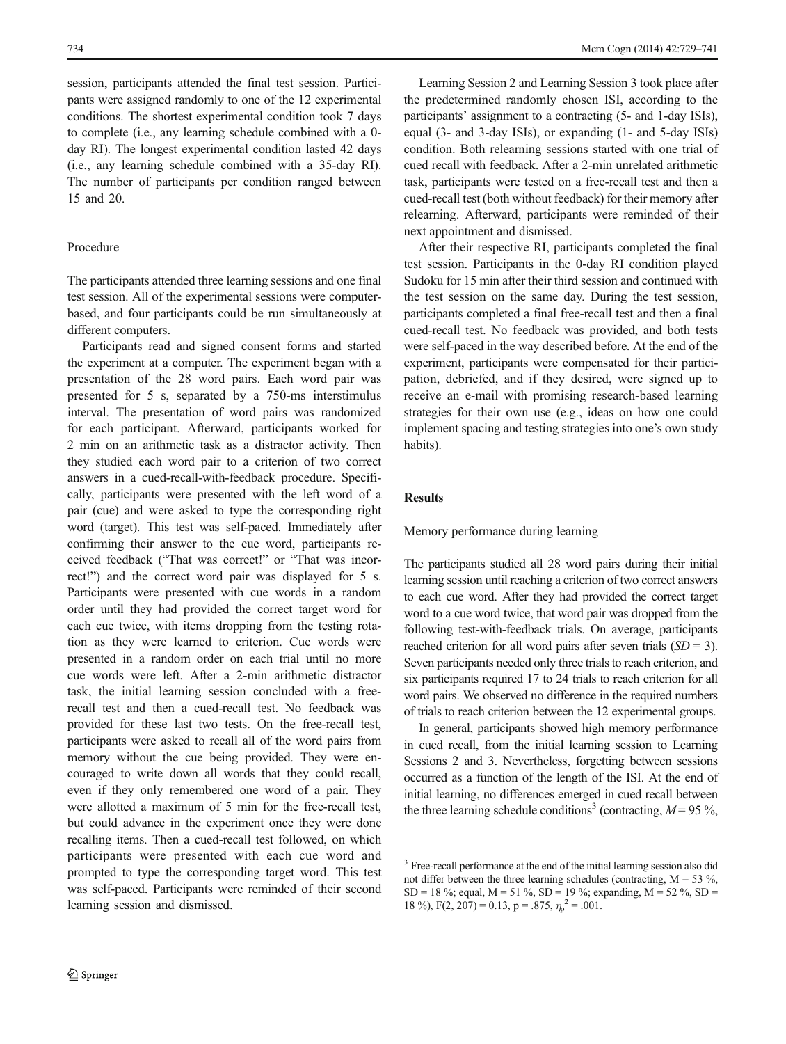session, participants attended the final test session. Participants were assigned randomly to one of the 12 experimental conditions. The shortest experimental condition took 7 days to complete (i.e., any learning schedule combined with a 0-day RI). The longest experimental condition lasted 42 days (i.e., any learning schedule combined with a 35-day RI). The number of participants per condition ranged between 15 and 20.

### Procedure

The participants attended three learning sessions and one final test session. All of the experimental sessions were computer-based, and four participants could be run simultaneously at different computers.

Participants read and signed consent forms and started the experiment at a computer. The experiment began with a presentation of the 28 word pairs. Each word pair was presented for 5 s, separated by a 750-ms interstimulus interval. The presentation of word pairs was randomized for each participant. Afterward, participants worked for 2 min on an arithmetic task as a distractor activity. Then they studied each word pair to a criterion of two correct answers in a cued-recall-with-feedback procedure. Specifically, participants were presented with the left word of a pair (cue) and were asked to type the corresponding right word (target). This test was self-paced. Immediately after confirming their answer to the cue word, participants received feedback ("That was correct!" or "That was incorrect!") and the correct word pair was displayed for 5 s. Participants were presented with cue words in a random order until they had provided the correct target word for each cue twice, with items dropping from the testing rotation as they were learned to criterion. Cue words were presented in a random order on each trial until no more cue words were left. After a 2-min arithmetic distractor task, the initial learning session concluded with a free-recall test and then a cued-recall test. No feedback was provided for these last two tests. On the free-recall test, participants were asked to recall all of the word pairs from memory without the cue being provided. They were encouraged to write down all words that they could recall, even if they only remembered one word of a pair. They were allotted a maximum of 5 min for the free-recall test, but could advance in the experiment once they were done recalling items. Then a cued-recall test followed, on which participants were presented with each cue word and prompted to type the corresponding target word. This test was self-paced. Participants were reminded of their second learning session and dismissed.

Learning Session 2 and Learning Session 3 took place after the predetermined randomly chosen ISI, according to the participants' assignment to a contracting (5- and 1-day ISIs), equal (3- and 3-day ISIs), or expanding (1- and 5-day ISIs) condition. Both relearning sessions started with one trial of cued recall with feedback. After a 2-min unrelated arithmetic task, participants were tested on a free-recall test and then a cued-recall test (both without feedback) for their memory after relearning. Afterward, participants were reminded of their next appointment and dismissed.

After their respective RI, participants completed the final test session. Participants in the 0-day RI condition played Sudoku for 15 min after their third session and continued with the test session on the same day. During the test session, participants completed a final free-recall test and then a final cued-recall test. No feedback was provided, and both tests were self-paced in the way described before. At the end of the experiment, participants were compensated for their participation, debriefed, and if they desired, were signed up to receive an e-mail with promising research-based learning strategies for their own use (e.g., ideas on how one could implement spacing and testing strategies into one's own study habits).

## Results

### Memory performance during learning

The participants studied all 28 word pairs during their initial learning session until reaching a criterion of two correct answers to each cue word. After they had provided the correct target word to a cue word twice, that word pair was dropped from the following test-with-feedback trials. On average, participants reached criterion for all word pairs after seven trials ($SD = 3$). Seven participants needed only three trials to reach criterion, and six participants required 17 to 24 trials to reach criterion for all word pairs. We observed no difference in the required numbers of trials to reach criterion between the 12 experimental groups.

In general, participants showed high memory performance in cued recall, from the initial learning session to Learning Sessions 2 and 3. Nevertheless, forgetting between sessions occurred as a function of the length of the ISI. At the end of initial learning, no differences emerged in cued recall between the three learning schedule conditions[3] (contracting, $M = 95$ %,

[3] Free-recall performance at the end of the initial learning session also did not differ between the three learning schedules (contracting, $M = 53$ %, $SD = 18$ %; equal, $M = 51$ %, $SD = 19$ %; expanding, $M = 52$ %, $SD = 18$ %), $F(2, 207) = 0.13$, $p = .875$, $\eta_p^2 = .001$.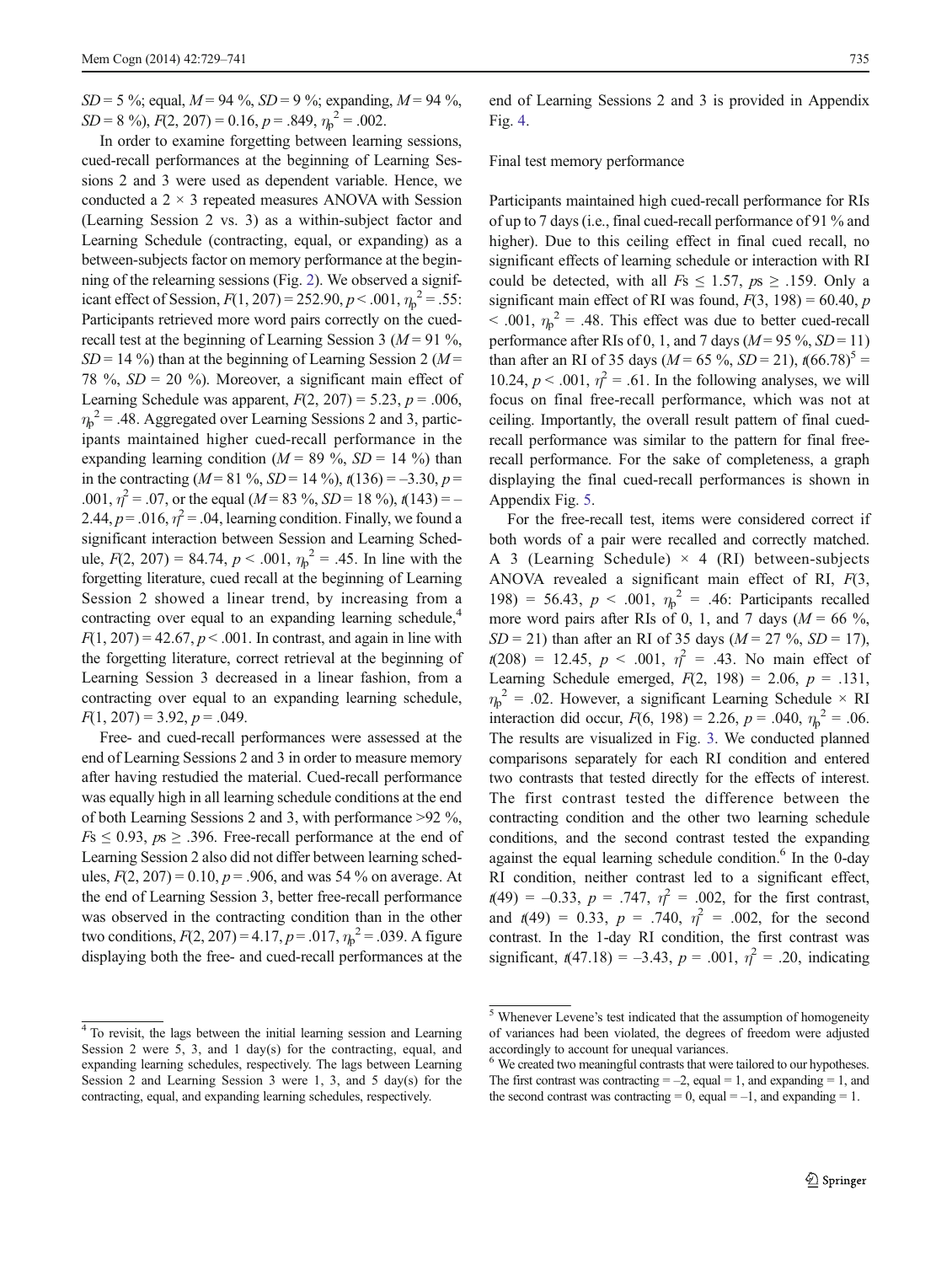*SD* = 5 %; equal, *M* = 94 %, *SD* = 9 %; expanding, *M* = 94 %, *SD* = 8 %), $F(2, 207) = 0.16$, $p = .849$, $\eta_p^2 = .002$.

In order to examine forgetting between learning sessions, cued-recall performances at the beginning of Learning Sessions 2 and 3 were used as dependent variable. Hence, we conducted a 2 × 3 repeated measures ANOVA with Session (Learning Session 2 vs. 3) as a within-subject factor and Learning Schedule (contracting, equal, or expanding) as a between-subjects factor on memory performance at the beginning of the relearning sessions (Fig. 2). We observed a significant effect of Session, $F(1, 207) = 252.90$, $p < .001$, $\eta_p^2 = .55$: Participants retrieved more word pairs correctly on the cued-recall test at the beginning of Learning Session 3 (*M* = 91 %, *SD* = 14 %) than at the beginning of Learning Session 2 (*M* = 78 %, *SD* = 20 %). Moreover, a significant main effect of Learning Schedule was apparent, $F(2, 207) = 5.23$, $p = .006$, $\eta_p^2 = .48$. Aggregated over Learning Sessions 2 and 3, participants maintained higher cued-recall performance in the expanding learning condition (*M* = 89 %, *SD* = 14 %) than in the contracting (*M* = 81 %, *SD* = 14 %), $t(136) = -3.30$, $p = .001$, $\eta^2 = .07$, or the equal (*M* = 83 %, *SD* = 18 %), $t(143) = -2.44$, $p = .016$, $\eta^2 = .04$, learning condition. Finally, we found a significant interaction between Session and Learning Schedule, $F(2, 207) = 84.74$, $p < .001$, $\eta_p^2 = .45$. In line with the forgetting literature, cued recall at the beginning of Learning Session 2 showed a linear trend, by increasing from a contracting over equal to an expanding learning schedule,[4] $F(1, 207) = 42.67$, $p < .001$. In contrast, and again in line with the forgetting literature, correct retrieval at the beginning of Learning Session 3 decreased in a linear fashion, from a contracting over equal to an expanding learning schedule, $F(1, 207) = 3.92$, $p = .049$.

Free- and cued-recall performances were assessed at the end of Learning Sessions 2 and 3 in order to measure memory after having restudied the material. Cued-recall performance was equally high in all learning schedule conditions at the end of both Learning Sessions 2 and 3, with performance >92 %, $Fs \leq 0.93$, $ps \geq .396$. Free-recall performance at the end of Learning Session 2 also did not differ between learning schedules, $F(2, 207) = 0.10$, $p = .906$, and was 54 % on average. At the end of Learning Session 3, better free-recall performance was observed in the contracting condition than in the other two conditions, $F(2, 207) = 4.17$, $p = .017$, $\eta_p^2 = .039$. A figure displaying both the free- and cued-recall performances at the end of Learning Sessions 2 and 3 is provided in Appendix Fig. 4.

Final test memory performance

Participants maintained high cued-recall performance for RIs of up to 7 days (i.e., final cued-recall performance of 91 % and higher). Due to this ceiling effect in final cued recall, no significant effects of learning schedule or interaction with RI could be detected, with all $Fs \leq 1.57$, $ps \geq .159$. Only a significant main effect of RI was found, $F(3, 198) = 60.40$, $p < .001$, $\eta_p^2 = .48$. This effect was due to better cued-recall performance after RIs of 0, 1, and 7 days (*M* = 95 %, *SD* = 11) than after an RI of 35 days (*M* = 65 %, *SD* = 21), $t(66.78)$[5] $= 10.24$, $p < .001$, $\eta^2 = .61$. In the following analyses, we will focus on final free-recall performance, which was not at ceiling. Importantly, the overall result pattern of final cued-recall performance was similar to the pattern for final free-recall performance. For the sake of completeness, a graph displaying the final cued-recall performances is shown in Appendix Fig. 5.

For the free-recall test, items were considered correct if both words of a pair were recalled and correctly matched. A 3 (Learning Schedule) × 4 (RI) between-subjects ANOVA revealed a significant main effect of RI, $F(3, 198) = 56.43$, $p < .001$, $\eta_p^2 = .46$: Participants recalled more word pairs after RIs of 0, 1, and 7 days (*M* = 66 %, *SD* = 21) than after an RI of 35 days (*M* = 27 %, *SD* = 17), $t(208) = 12.45$, $p < .001$, $\eta^2 = .43$. No main effect of Learning Schedule emerged, $F(2, 198) = 2.06$, $p = .131$, $\eta_p^2 = .02$. However, a significant Learning Schedule × RI interaction did occur, $F(6, 198) = 2.26$, $p = .040$, $\eta_p^2 = .06$. The results are visualized in Fig. 3. We conducted planned comparisons separately for each RI condition and entered two contrasts that tested directly for the effects of interest. The first contrast tested the difference between the contracting condition and the other two learning schedule conditions, and the second contrast tested the expanding against the equal learning schedule condition.[6] In the 0-day RI condition, neither contrast led to a significant effect, $t(49) = -0.33$, $p = .747$, $\eta^2 = .002$, for the first contrast, and $t(49) = 0.33$, $p = .740$, $\eta^2 = .002$, for the second contrast. In the 1-day RI condition, the first contrast was significant, $t(47.18) = -3.43$, $p = .001$, $\eta^2 = .20$, indicating

---

[4] To revisit, the lags between the initial learning session and Learning Session 2 were 5, 3, and 1 day(s) for the contracting, equal, and expanding learning schedules, respectively. The lags between Learning Session 2 and Learning Session 3 were 1, 3, and 5 day(s) for the contracting, equal, and expanding learning schedules, respectively.

[5] Whenever Levene's test indicated that the assumption of homogeneity of variances had been violated, the degrees of freedom were adjusted accordingly to account for unequal variances.

[6] We created two meaningful contrasts that were tailored to our hypotheses. The first contrast was contracting = –2, equal = 1, and expanding = 1, and the second contrast was contracting = 0, equal = –1, and expanding = 1.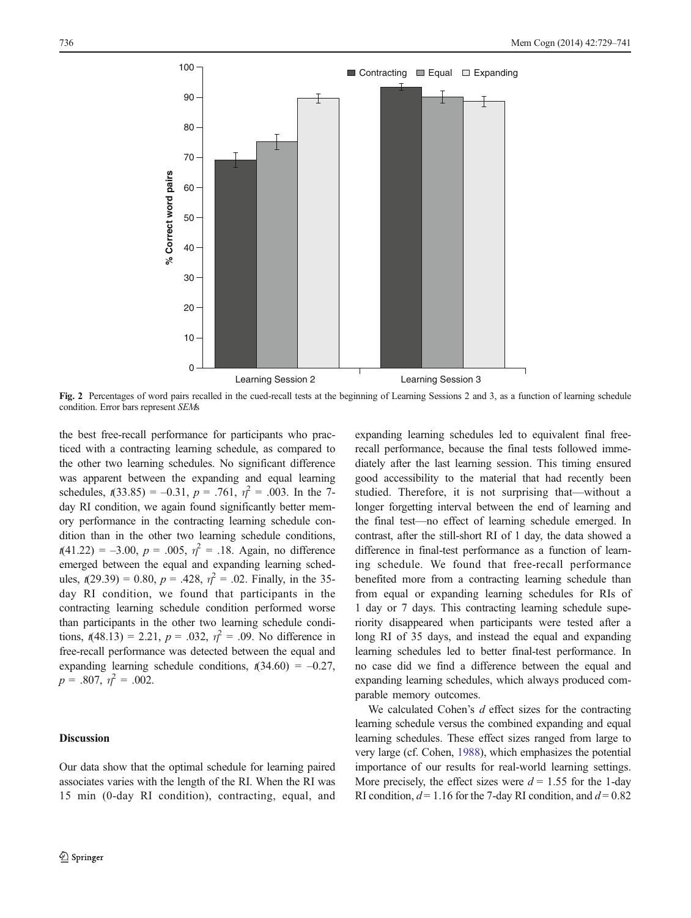Fig. 2 Percentages of word pairs recalled in the cued-recall tests at the beginning of Learning Sessions 2 and 3, as a function of learning schedule condition. Error bars represent *SEM*s

the best free-recall performance for participants who practiced with a contracting learning schedule, as compared to the other two learning schedules. No significant difference was apparent between the expanding and equal learning schedules, $t(33.85) = –0.31$, $p = .761$, $\eta^2 = .003$. In the 7-day RI condition, we again found significantly better memory performance in the contracting learning schedule condition than in the other two learning schedule conditions, $t(41.22) = –3.00$, $p = .005$, $\eta^2 = .18$. Again, no difference emerged between the equal and expanding learning schedules, $t(29.39) = 0.80$, $p = .428$, $\eta^2 = .02$. Finally, in the 35-day RI condition, we found that participants in the contracting learning schedule condition performed worse than participants in the other two learning schedule conditions, $t(48.13) = 2.21$, $p = .032$, $\eta^2 = .09$. No difference in free-recall performance was detected between the equal and expanding learning schedule conditions, $t(34.60) = –0.27$, $p = .807$, $\eta^2 = .002$.

## Discussion

Our data show that the optimal schedule for learning paired associates varies with the length of the RI. When the RI was 15 min (0-day RI condition), contracting, equal, and expanding learning schedules led to equivalent final free-recall performance, because the final tests followed immediately after the last learning session. This timing ensured good accessibility to the material that had recently been studied. Therefore, it is not surprising that—without a longer forgetting interval between the end of learning and the final test—no effect of learning schedule emerged. In contrast, after the still-short RI of 1 day, the data showed a difference in final-test performance as a function of learning schedule. We found that free-recall performance benefited more from a contracting learning schedule than from equal or expanding learning schedules for RIs of 1 day or 7 days. This contracting learning schedule superiority disappeared when participants were tested after a long RI of 35 days, and instead the equal and expanding learning schedules led to better final-test performance. In no case did we find a difference between the equal and expanding learning schedules, which always produced comparable memory outcomes.

We calculated Cohen's $d$ effect sizes for the contracting learning schedule versus the combined expanding and equal learning schedules. These effect sizes ranged from large to very large (cf. Cohen, 1988), which emphasizes the potential importance of our results for real-world learning settings. More precisely, the effect sizes were $d = 1.55$ for the 1-day RI condition, $d = 1.16$ for the 7-day RI condition, and $d = 0.82$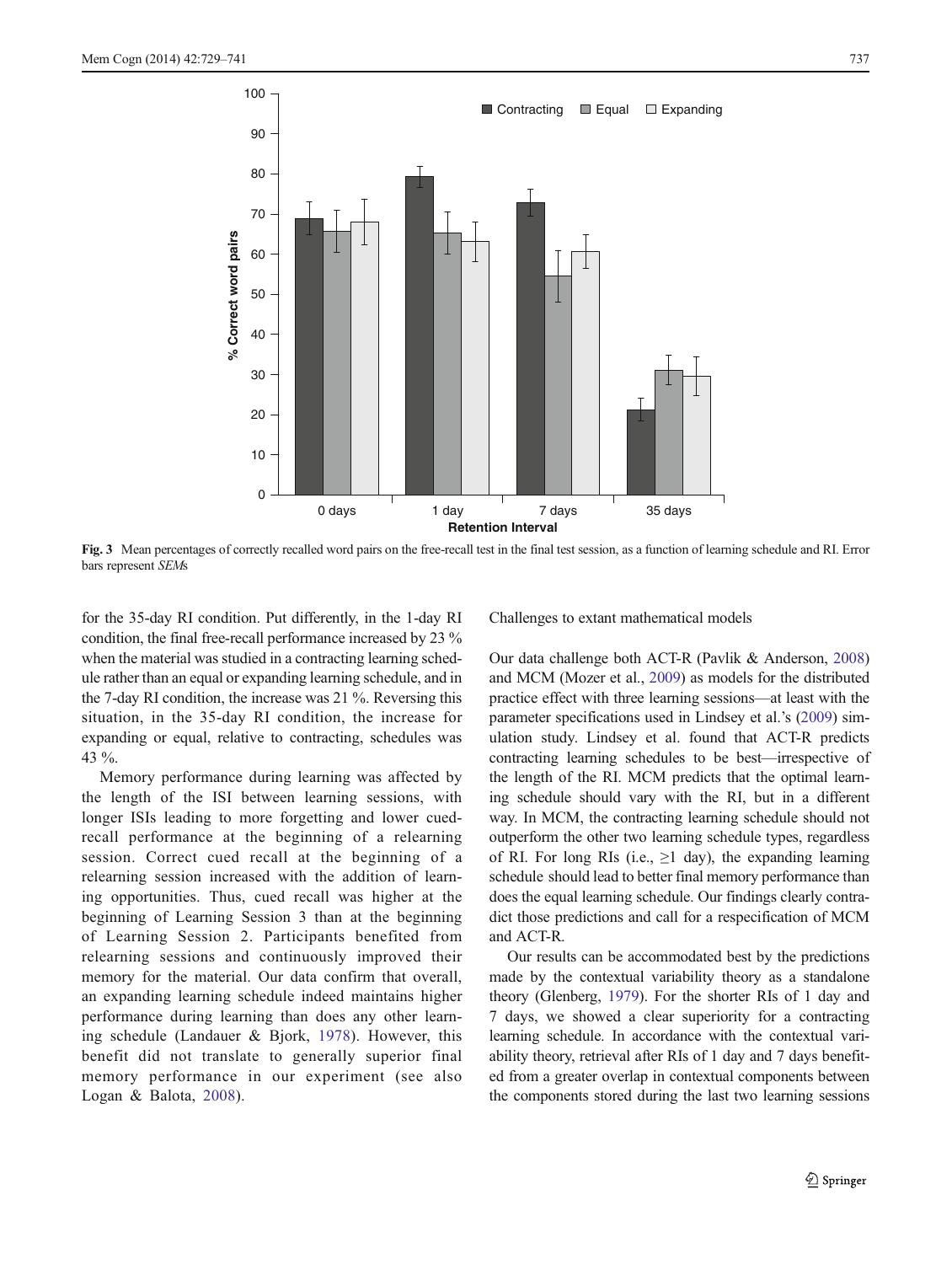Fig. 3 Mean percentages of correctly recalled word pairs on the free-recall test in the final test session, as a function of learning schedule and RI. Error bars represent *SEM*s

for the 35-day RI condition. Put differently, in the 1-day RI condition, the final free-recall performance increased by 23 % when the material was studied in a contracting learning schedule rather than an equal or expanding learning schedule, and in the 7-day RI condition, the increase was 21 %. Reversing this situation, in the 35-day RI condition, the increase for expanding or equal, relative to contracting, schedules was 43 %.

Memory performance during learning was affected by the length of the ISI between learning sessions, with longer ISIs leading to more forgetting and lower cued-recall performance at the beginning of a relearning session. Correct cued recall at the beginning of a relearning session increased with the addition of learning opportunities. Thus, cued recall was higher at the beginning of Learning Session 3 than at the beginning of Learning Session 2. Participants benefited from relearning sessions and continuously improved their memory for the material. Our data confirm that overall, an expanding learning schedule indeed maintains higher performance during learning than does any other learning schedule (Landauer & Bjork, 1978). However, this benefit did not translate to generally superior final memory performance in our experiment (see also Logan & Balota, 2008).

Challenges to extant mathematical models

Our data challenge both ACT-R (Pavlik & Anderson, 2008) and MCM (Mozer et al., 2009) as models for the distributed practice effect with three learning sessions—at least with the parameter specifications used in Lindsey et al.'s (2009) simulation study. Lindsey et al. found that ACT-R predicts contracting learning schedules to be best—irrespective of the length of the RI. MCM predicts that the optimal learning schedule should vary with the RI, but in a different way. In MCM, the contracting learning schedule should not outperform the other two learning schedule types, regardless of RI. For long RIs (i.e., $\geq$1 day), the expanding learning schedule should lead to better final memory performance than does the equal learning schedule. Our findings clearly contradict those predictions and call for a respecification of MCM and ACT-R.

Our results can be accommodated best by the predictions made by the contextual variability theory as a standalone theory (Glenberg, 1979). For the shorter RIs of 1 day and 7 days, we showed a clear superiority for a contracting learning schedule. In accordance with the contextual variability theory, retrieval after RIs of 1 day and 7 days benefited from a greater overlap in contextual components between the components stored during the last two learning sessions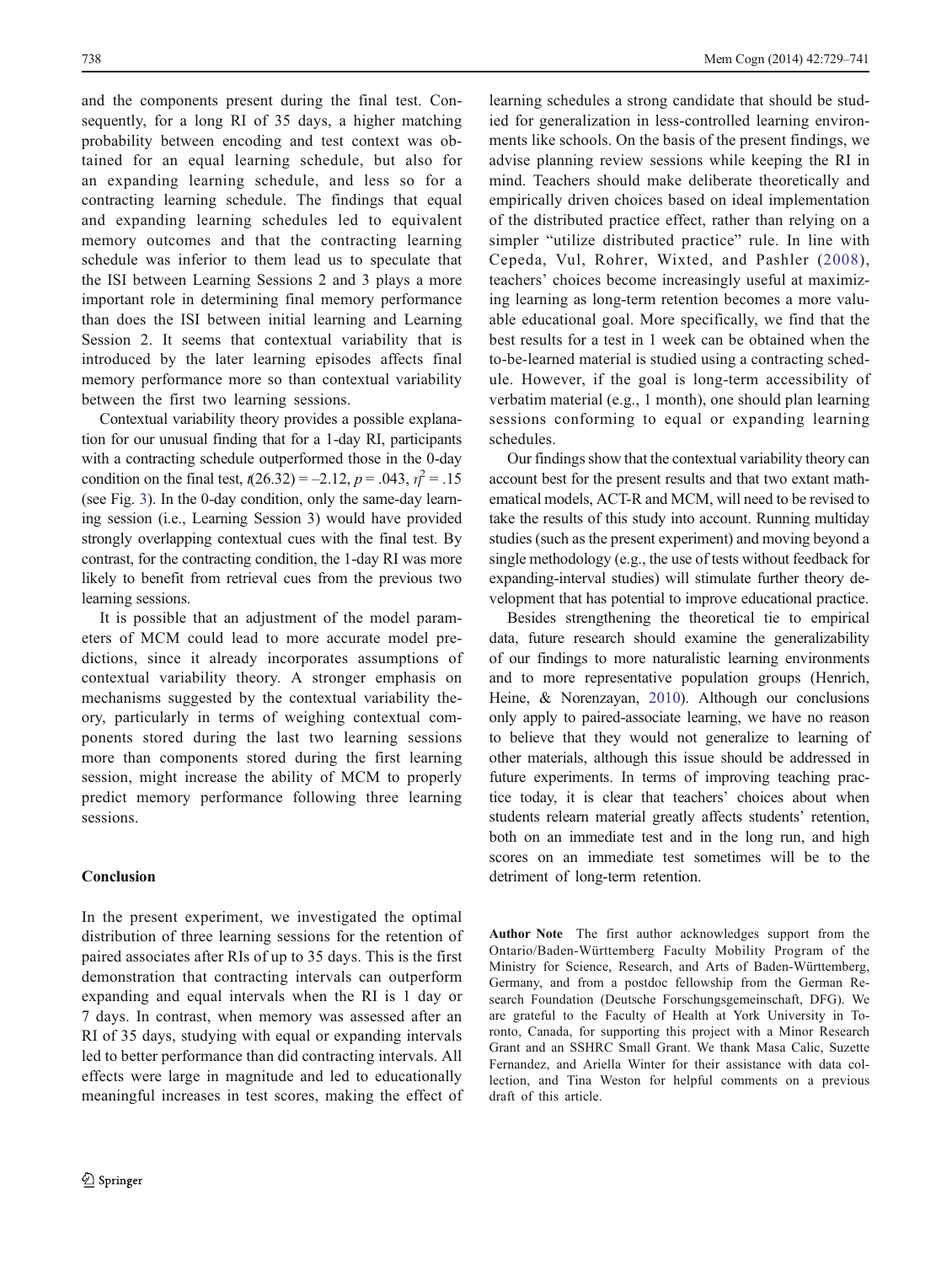and the components present during the final test. Consequently, for a long RI of 35 days, a higher matching probability between encoding and test context was obtained for an equal learning schedule, but also for an expanding learning schedule, and less so for a contracting learning schedule. The findings that equal and expanding learning schedules led to equivalent memory outcomes and that the contracting learning schedule was inferior to them lead us to speculate that the ISI between Learning Sessions 2 and 3 plays a more important role in determining final memory performance than does the ISI between initial learning and Learning Session 2. It seems that contextual variability that is introduced by the later learning episodes affects final memory performance more so than contextual variability between the first two learning sessions.

Contextual variability theory provides a possible explanation for our unusual finding that for a 1-day RI, participants with a contracting schedule outperformed those in the 0-day condition on the final test, $t(26.32) = -2.12$, $p = .043$, $\eta^2 = .15$ (see Fig. 3). In the 0-day condition, only the same-day learning session (i.e., Learning Session 3) would have provided strongly overlapping contextual cues with the final test. By contrast, for the contracting condition, the 1-day RI was more likely to benefit from retrieval cues from the previous two learning sessions.

It is possible that an adjustment of the model parameters of MCM could lead to more accurate model predictions, since it already incorporates assumptions of contextual variability theory. A stronger emphasis on mechanisms suggested by the contextual variability theory, particularly in terms of weighing contextual components stored during the last two learning sessions more than components stored during the first learning session, might increase the ability of MCM to properly predict memory performance following three learning sessions.

## Conclusion

In the present experiment, we investigated the optimal distribution of three learning sessions for the retention of paired associates after RIs of up to 35 days. This is the first demonstration that contracting intervals can outperform expanding and equal intervals when the RI is 1 day or 7 days. In contrast, when memory was assessed after an RI of 35 days, studying with equal or expanding intervals led to better performance than did contracting intervals. All effects were large in magnitude and led to educationally meaningful increases in test scores, making the effect of learning schedules a strong candidate that should be studied for generalization in less-controlled learning environments like schools. On the basis of the present findings, we advise planning review sessions while keeping the RI in mind. Teachers should make deliberate theoretically and empirically driven choices based on ideal implementation of the distributed practice effect, rather than relying on a simpler "utilize distributed practice" rule. In line with Cepeda, Vul, Rohrer, Wixted, and Pashler (2008), teachers' choices become increasingly useful at maximizing learning as long-term retention becomes a more valuable educational goal. More specifically, we find that the best results for a test in 1 week can be obtained when the to-be-learned material is studied using a contracting schedule. However, if the goal is long-term accessibility of verbatim material (e.g., 1 month), one should plan learning sessions conforming to equal or expanding learning schedules.

Our findings show that the contextual variability theory can account best for the present results and that two extant mathematical models, ACT-R and MCM, will need to be revised to take the results of this study into account. Running multiday studies (such as the present experiment) and moving beyond a single methodology (e.g., the use of tests without feedback for expanding-interval studies) will stimulate further theory development that has potential to improve educational practice.

Besides strengthening the theoretical tie to empirical data, future research should examine the generalizability of our findings to more naturalistic learning environments and to more representative population groups (Henrich, Heine, & Norenzayan, 2010). Although our conclusions only apply to paired-associate learning, we have no reason to believe that they would not generalize to learning of other materials, although this issue should be addressed in future experiments. In terms of improving teaching practice today, it is clear that teachers' choices about when students relearn material greatly affects students' retention, both on an immediate test and in the long run, and high scores on an immediate test sometimes will be to the detriment of long-term retention.

**Author Note** The first author acknowledges support from the Ontario/Baden-Württemberg Faculty Mobility Program of the Ministry for Science, Research, and Arts of Baden-Württemberg, Germany, and from a postdoc fellowship from the German Research Foundation (Deutsche Forschungsgemeinschaft, DFG). We are grateful to the Faculty of Health at York University in Toronto, Canada, for supporting this project with a Minor Research Grant and an SSHRC Small Grant. We thank Masa Calic, Suzette Fernandez, and Ariella Winter for their assistance with data collection, and Tina Weston for helpful comments on a previous draft of this article.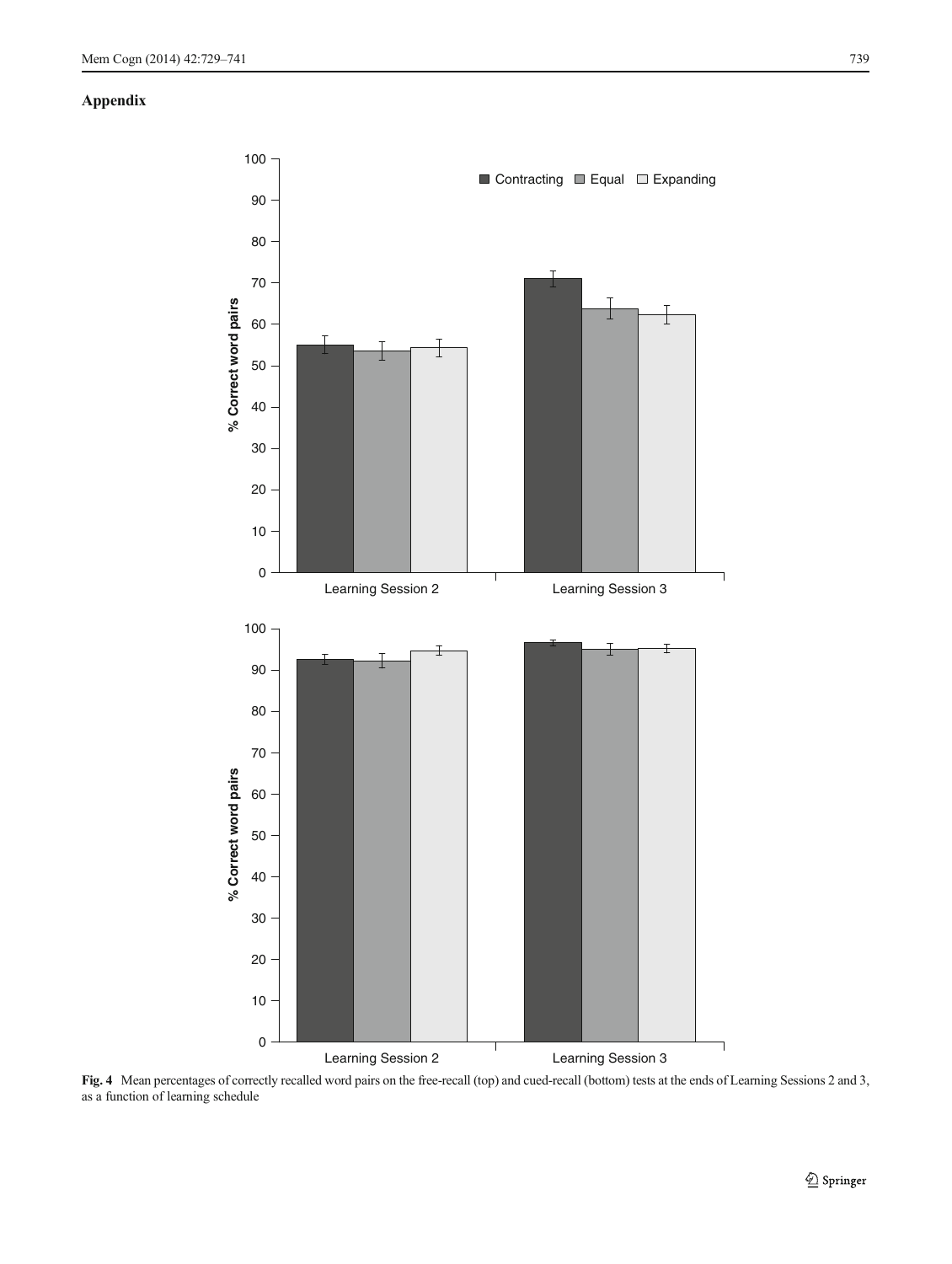## Appendix

**Fig. 4** Mean percentages of correctly recalled word pairs on the free-recall (top) and cued-recall (bottom) tests at the ends of Learning Sessions 2 and 3, as a function of learning schedule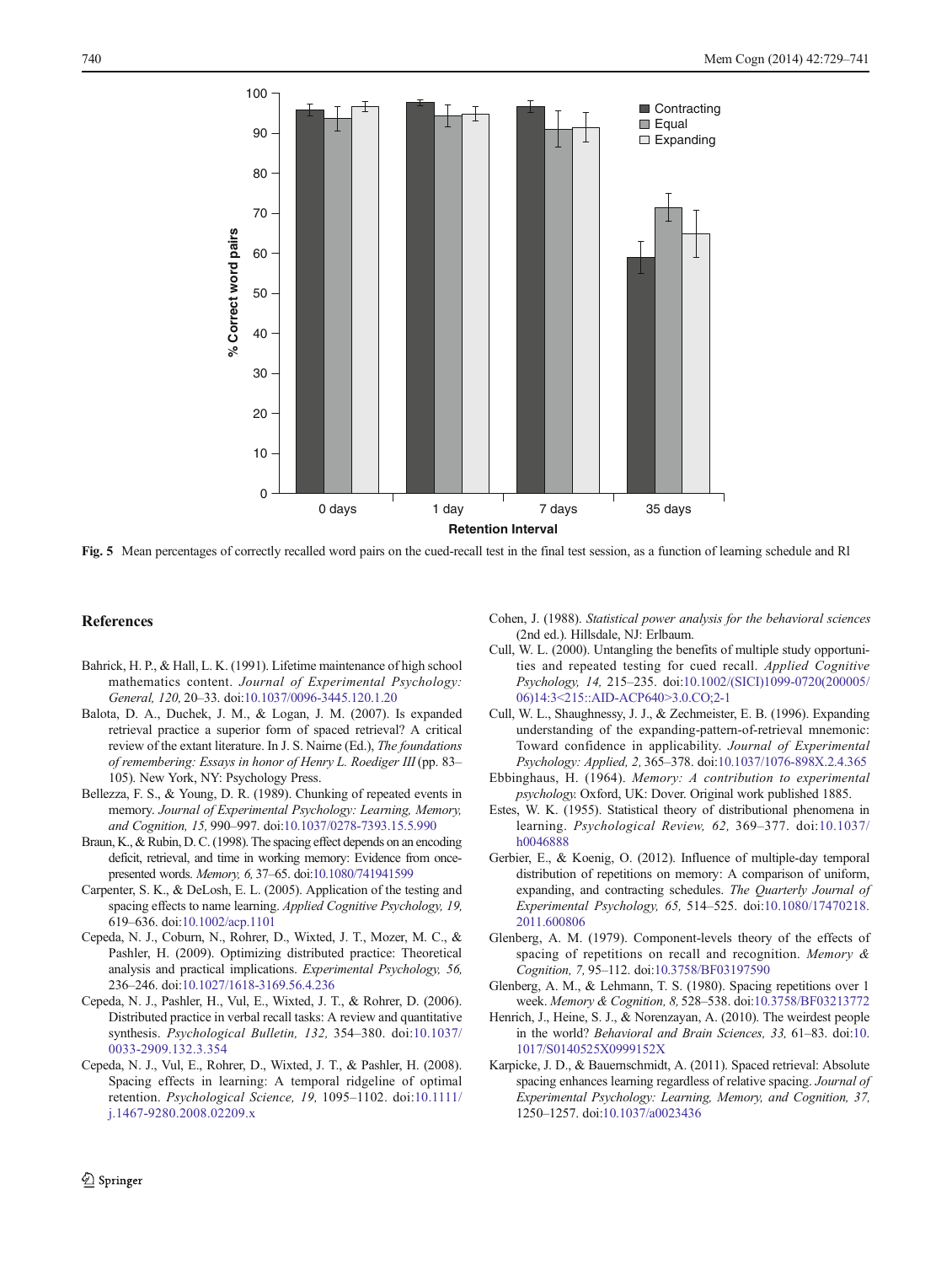**Fig. 5** Mean percentages of correctly recalled word pairs on the cued-recall test in the final test session, as a function of learning schedule and RI

## References

Bahrick, H. P., & Hall, L. K. (1991). Lifetime maintenance of high school mathematics content. *Journal of Experimental Psychology: General, 120,* 20–33. doi:10.1037/0096-3445.120.1.20

Balota, D. A., Duchek, J. M., & Logan, J. M. (2007). Is expanded retrieval practice a superior form of spaced retrieval? A critical review of the extant literature. In J. S. Nairne (Ed.), *The foundations of remembering: Essays in honor of Henry L. Roediger III* (pp. 83–105). New York, NY: Psychology Press.

Bellezza, F. S., & Young, D. R. (1989). Chunking of repeated events in memory. *Journal of Experimental Psychology: Learning, Memory, and Cognition, 15,* 990–997. doi:10.1037/0278-7393.15.5.990

Braun, K., & Rubin, D. C. (1998). The spacing effect depends on an encoding deficit, retrieval, and time in working memory: Evidence from once-presented words. *Memory, 6,* 37–65. doi:10.1080/741941599

Carpenter, S. K., & DeLosh, E. L. (2005). Application of the testing and spacing effects to name learning. *Applied Cognitive Psychology, 19,* 619–636. doi:10.1002/acp.1101

Cepeda, N. J., Coburn, N., Rohrer, D., Wixted, J. T., Mozer, M. C., & Pashler, H. (2009). Optimizing distributed practice: Theoretical analysis and practical implications. *Experimental Psychology, 56,* 236–246. doi:10.1027/1618-3169.56.4.236

Cepeda, N. J., Pashler, H., Vul, E., Wixted, J. T., & Rohrer, D. (2006). Distributed practice in verbal recall tasks: A review and quantitative synthesis. *Psychological Bulletin, 132,* 354–380. doi:10.1037/0033-2909.132.3.354

Cepeda, N. J., Vul, E., Rohrer, D., Wixted, J. T., & Pashler, H. (2008). Spacing effects in learning: A temporal ridgeline of optimal retention. *Psychological Science, 19,* 1095–1102. doi:10.1111/j.1467-9280.2008.02209.x

Cohen, J. (1988). *Statistical power analysis for the behavioral sciences* (2nd ed.). Hillsdale, NJ: Erlbaum.

Cull, W. L. (2000). Untangling the benefits of multiple study opportunities and repeated testing for cued recall. *Applied Cognitive Psychology, 14,* 215–235. doi:10.1002/(SICI)1099-0720(200005/06)14:3<215::AID-ACP640>3.0.CO;2-1

Cull, W. L., Shaughnessy, J. J., & Zechmeister, E. B. (1996). Expanding understanding of the expanding-pattern-of-retrieval mnemonic: Toward confidence in applicability. *Journal of Experimental Psychology: Applied, 2,* 365–378. doi:10.1037/1076-898X.2.4.365

Ebbinghaus, H. (1964). *Memory: A contribution to experimental psychology.* Oxford, UK: Dover. Original work published 1885.

Estes, W. K. (1955). Statistical theory of distributional phenomena in learning. *Psychological Review, 62,* 369–377. doi:10.1037/h0046888

Gerbier, E., & Koenig, O. (2012). Influence of multiple-day temporal distribution of repetitions on memory: A comparison of uniform, expanding, and contracting schedules. *The Quarterly Journal of Experimental Psychology, 65,* 514–525. doi:10.1080/17470218.2011.600806

Glenberg, A. M. (1979). Component-levels theory of the effects of spacing of repetitions on recall and recognition. *Memory & Cognition, 7,* 95–112. doi:10.3758/BF03197590

Glenberg, A. M., & Lehmann, T. S. (1980). Spacing repetitions over 1 week. *Memory & Cognition, 8,* 528–538. doi:10.3758/BF03213772

Henrich, J., Heine, S. J., & Norenzayan, A. (2010). The weirdest people in the world? *Behavioral and Brain Sciences, 33,* 61–83. doi:10.1017/S0140525X0999152X

Karpicke, J. D., & Bauernschmidt, A. (2011). Spaced retrieval: Absolute spacing enhances learning regardless of relative spacing. *Journal of Experimental Psychology: Learning, Memory, and Cognition, 37,* 1250–1257. doi:10.1037/a0023436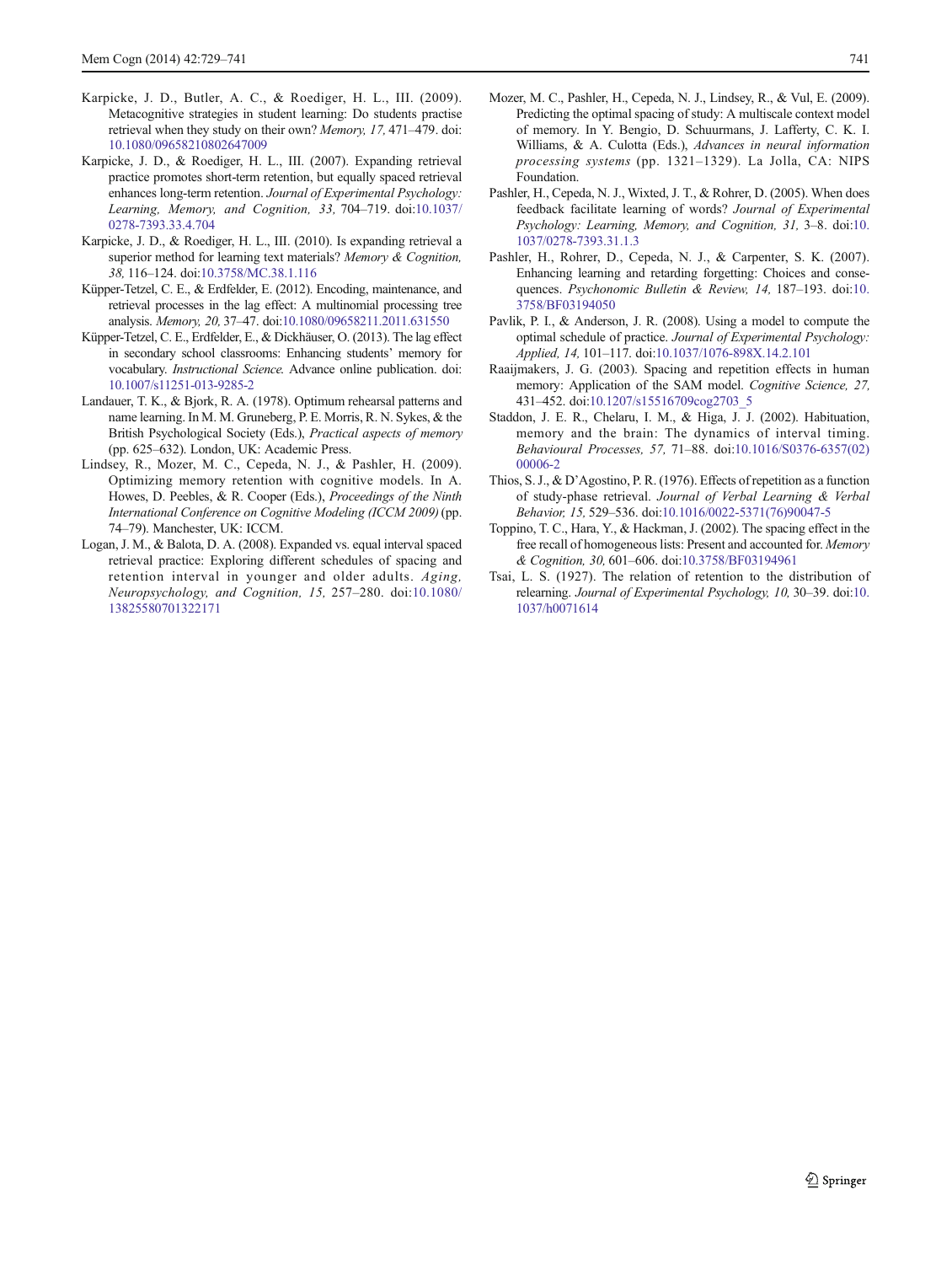Karpicke, J. D., Butler, A. C., & Roediger, H. L., III. (2009). Metacognitive strategies in student learning: Do students practise retrieval when they study on their own? *Memory, 17,* 471–479. doi:10.1080/09658210802647009

Karpicke, J. D., & Roediger, H. L., III. (2007). Expanding retrieval practice promotes short-term retention, but equally spaced retrieval enhances long-term retention. *Journal of Experimental Psychology: Learning, Memory, and Cognition, 33,* 704–719. doi:10.1037/0278-7393.33.4.704

Karpicke, J. D., & Roediger, H. L., III. (2010). Is expanding retrieval a superior method for learning text materials? *Memory & Cognition, 38,* 116–124. doi:10.3758/MC.38.1.116

Küpper-Tetzel, C. E., & Erdfelder, E. (2012). Encoding, maintenance, and retrieval processes in the lag effect: A multinomial processing tree analysis. *Memory, 20,* 37–47. doi:10.1080/09658211.2011.631550

Küpper-Tetzel, C. E., Erdfelder, E., & Dickhäuser, O. (2013). The lag effect in secondary school classrooms: Enhancing students' memory for vocabulary. *Instructional Science*. Advance online publication. doi:10.1007/s11251-013-9285-2

Landauer, T. K., & Bjork, R. A. (1978). Optimum rehearsal patterns and name learning. In M. M. Gruneberg, P. E. Morris, R. N. Sykes, & the British Psychological Society (Eds.), *Practical aspects of memory* (pp. 625–632). London, UK: Academic Press.

Lindsey, R., Mozer, M. C., Cepeda, N. J., & Pashler, H. (2009). Optimizing memory retention with cognitive models. In A. Howes, D. Peebles, & R. Cooper (Eds.), *Proceedings of the Ninth International Conference on Cognitive Modeling (ICCM 2009)* (pp. 74–79). Manchester, UK: ICCM.

Logan, J. M., & Balota, D. A. (2008). Expanded vs. equal interval spaced retrieval practice: Exploring different schedules of spacing and retention interval in younger and older adults. *Aging, Neuropsychology, and Cognition, 15,* 257–280. doi:10.1080/13825580701322171

Mozer, M. C., Pashler, H., Cepeda, N. J., Lindsey, R., & Vul, E. (2009). Predicting the optimal spacing of study: A multiscale context model of memory. In Y. Bengio, D. Schuurmans, J. Lafferty, C. K. I. Williams, & A. Culotta (Eds.), *Advances in neural information processing systems* (pp. 1321–1329). La Jolla, CA: NIPS Foundation.

Pashler, H., Cepeda, N. J., Wixted, J. T., & Rohrer, D. (2005). When does feedback facilitate learning of words? *Journal of Experimental Psychology: Learning, Memory, and Cognition, 31,* 3–8. doi:10.1037/0278-7393.31.1.3

Pashler, H., Rohrer, D., Cepeda, N. J., & Carpenter, S. K. (2007). Enhancing learning and retarding forgetting: Choices and consequences. *Psychonomic Bulletin & Review, 14,* 187–193. doi:10.3758/BF03194050

Pavlik, P. I., & Anderson, J. R. (2008). Using a model to compute the optimal schedule of practice. *Journal of Experimental Psychology: Applied, 14,* 101–117. doi:10.1037/1076-898X.14.2.101

Raaijmakers, J. G. (2003). Spacing and repetition effects in human memory: Application of the SAM model. *Cognitive Science, 27,* 431–452. doi:10.1207/s15516709cog2703_5

Staddon, J. E. R., Chelaru, I. M., & Higa, J. J. (2002). Habituation, memory and the brain: The dynamics of interval timing. *Behavioural Processes, 57,* 71–88. doi:10.1016/S0376-6357(02)00006-2

Thios, S. J., & D'Agostino, P. R. (1976). Effects of repetition as a function of study-phase retrieval. *Journal of Verbal Learning & Verbal Behavior, 15,* 529–536. doi:10.1016/0022-5371(76)90047-5

Toppino, T. C., Hara, Y., & Hackman, J. (2002). The spacing effect in the free recall of homogeneous lists: Present and accounted for. *Memory & Cognition, 30,* 601–606. doi:10.3758/BF03194961

Tsai, L. S. (1927). The relation of retention to the distribution of relearning. *Journal of Experimental Psychology, 10,* 30–39. doi:10.1037/h0071614